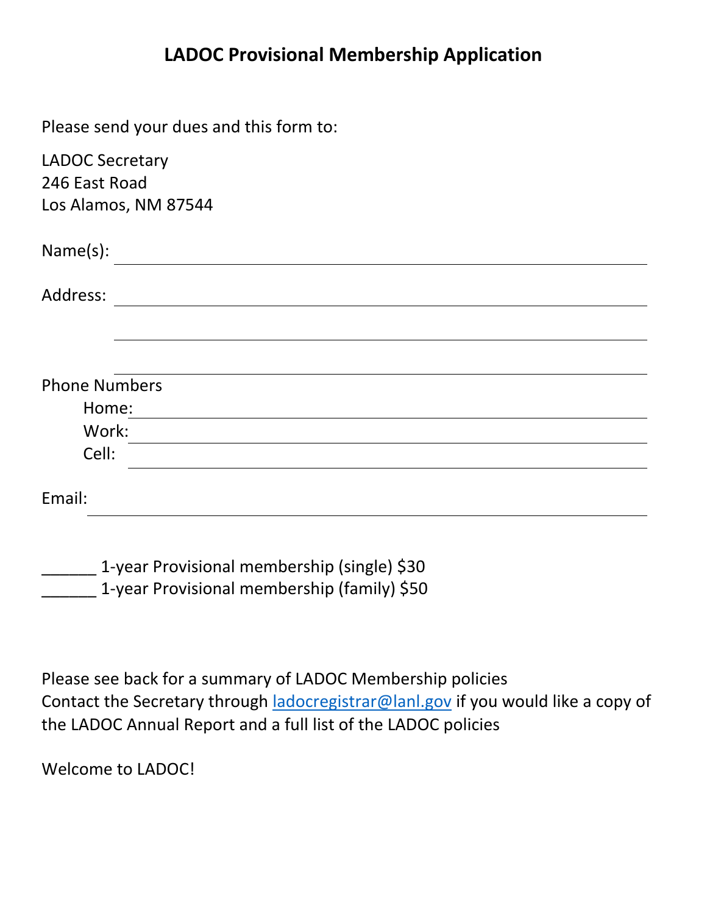# LADOC Provisional Membership Application

Please send your dues and this form to:

LADOC Secretary
246 East Road
Los Alamos, NM 87544

Name(s): ____________________________________________

Address: ____________________________________________

____________________________________________

____________________________________________

Phone Numbers

Home: ____________________________________________

Work: ____________________________________________

Cell: ____________________________________________

Email: ____________________________________________

______ 1-year Provisional membership (single) $30

______ 1-year Provisional membership (family) $50

Please see back for a summary of LADOC Membership policies

Contact the Secretary through ladocregistrar@lanl.gov if you would like a copy of the LADOC Annual Report and a full list of the LADOC policies

Welcome to LADOC!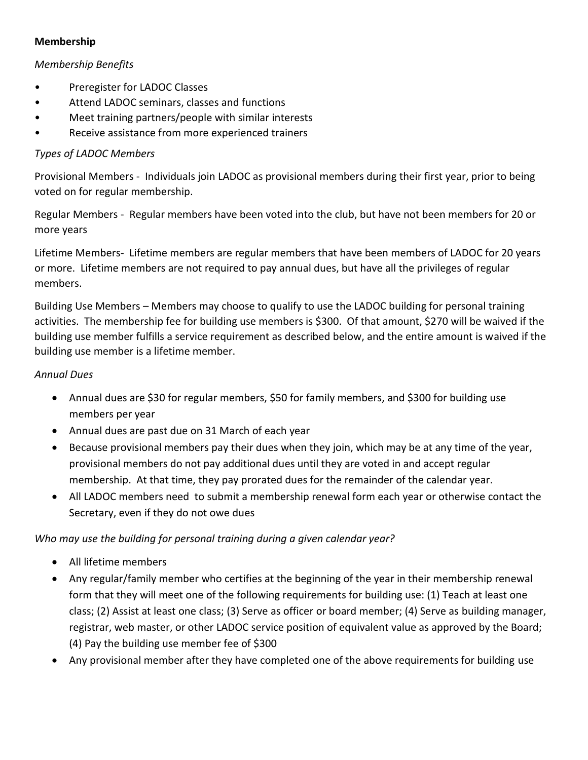**Membership**

*Membership Benefits*

- Preregister for LADOC Classes
- Attend LADOC seminars, classes and functions
- Meet training partners/people with similar interests
- Receive assistance from more experienced trainers

*Types of LADOC Members*

Provisional Members - Individuals join LADOC as provisional members during their first year, prior to being voted on for regular membership.

Regular Members - Regular members have been voted into the club, but have not been members for 20 or more years

Lifetime Members- Lifetime members are regular members that have been members of LADOC for 20 years or more. Lifetime members are not required to pay annual dues, but have all the privileges of regular members.

Building Use Members – Members may choose to qualify to use the LADOC building for personal training activities. The membership fee for building use members is $300. Of that amount, $270 will be waived if the building use member fulfills a service requirement as described below, and the entire amount is waived if the building use member is a lifetime member.

*Annual Dues*

- Annual dues are $30 for regular members, $50 for family members, and $300 for building use members per year
- Annual dues are past due on 31 March of each year
- Because provisional members pay their dues when they join, which may be at any time of the year, provisional members do not pay additional dues until they are voted in and accept regular membership. At that time, they pay prorated dues for the remainder of the calendar year.
- All LADOC members need to submit a membership renewal form each year or otherwise contact the Secretary, even if they do not owe dues

*Who may use the building for personal training during a given calendar year?*

- All lifetime members
- Any regular/family member who certifies at the beginning of the year in their membership renewal form that they will meet one of the following requirements for building use: (1) Teach at least one class; (2) Assist at least one class; (3) Serve as officer or board member; (4) Serve as building manager, registrar, web master, or other LADOC service position of equivalent value as approved by the Board; (4) Pay the building use member fee of $300
- Any provisional member after they have completed one of the above requirements for building use